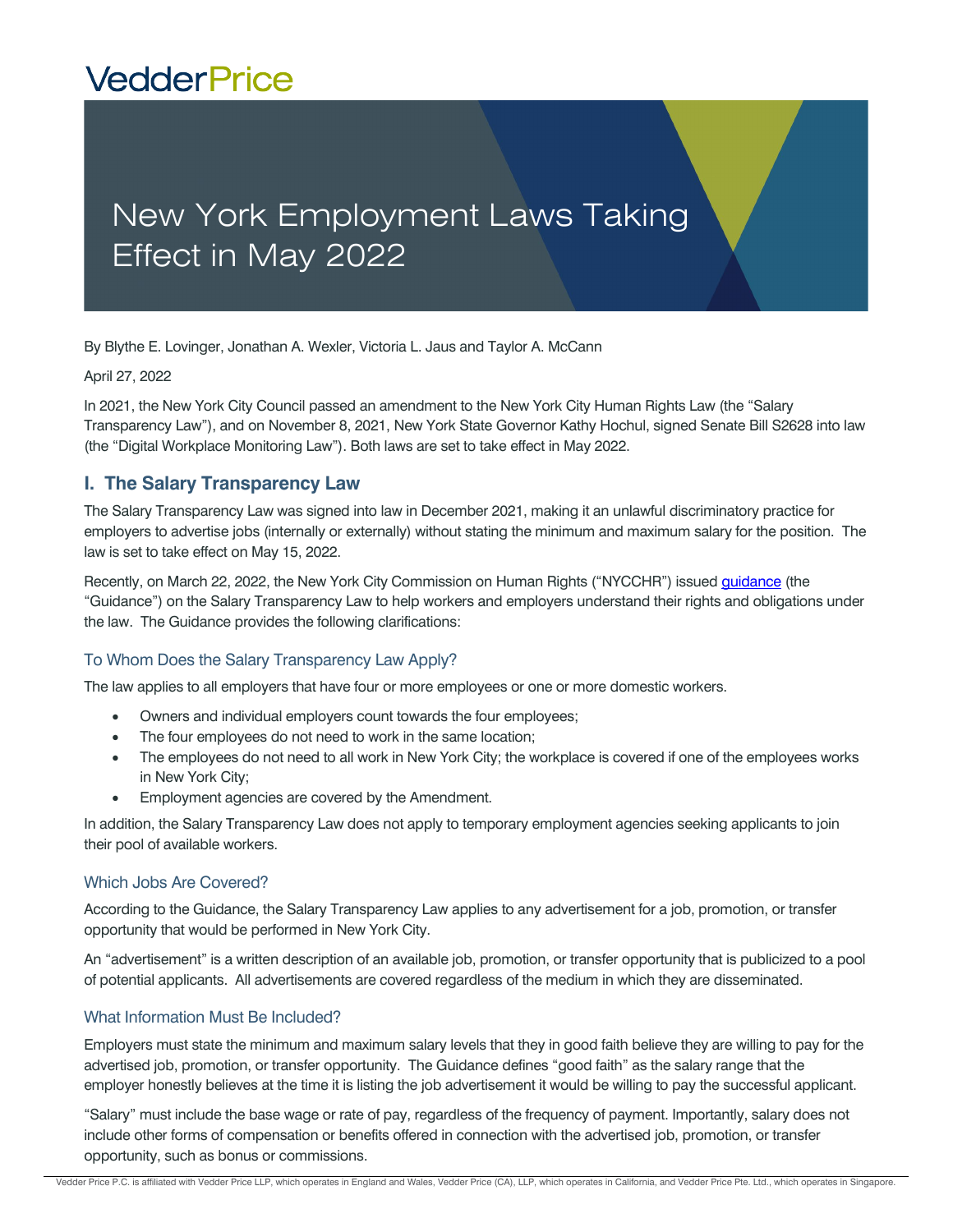VedderPrice

# New York Employment Laws Taking Effect in May 2022

By Blythe E. Lovinger, Jonathan A. Wexler, Victoria L. Jaus and Taylor A. McCann

April 27, 2022

In 2021, the New York City Council passed an amendment to the New York City Human Rights Law (the "Salary Transparency Law"), and on November 8, 2021, New York State Governor Kathy Hochul, signed Senate Bill S2628 into law (the "Digital Workplace Monitoring Law"). Both laws are set to take effect in May 2022.

## I. The Salary Transparency Law

The Salary Transparency Law was signed into law in December 2021, making it an unlawful discriminatory practice for employers to advertise jobs (internally or externally) without stating the minimum and maximum salary for the position. The law is set to take effect on May 15, 2022.

Recently, on March 22, 2022, the New York City Commission on Human Rights ("NYCCHR") issued guidance (the "Guidance") on the Salary Transparency Law to help workers and employers understand their rights and obligations under the law. The Guidance provides the following clarifications:

### To Whom Does the Salary Transparency Law Apply?

The law applies to all employers that have four or more employees or one or more domestic workers.

- Owners and individual employers count towards the four employees;
- The four employees do not need to work in the same location;
- The employees do not need to all work in New York City; the workplace is covered if one of the employees works in New York City;
- Employment agencies are covered by the Amendment.

In addition, the Salary Transparency Law does not apply to temporary employment agencies seeking applicants to join their pool of available workers.

### Which Jobs Are Covered?

According to the Guidance, the Salary Transparency Law applies to any advertisement for a job, promotion, or transfer opportunity that would be performed in New York City.

An "advertisement" is a written description of an available job, promotion, or transfer opportunity that is publicized to a pool of potential applicants. All advertisements are covered regardless of the medium in which they are disseminated.

### What Information Must Be Included?

Employers must state the minimum and maximum salary levels that they in good faith believe they are willing to pay for the advertised job, promotion, or transfer opportunity. The Guidance defines "good faith" as the salary range that the employer honestly believes at the time it is listing the job advertisement it would be willing to pay the successful applicant.

"Salary" must include the base wage or rate of pay, regardless of the frequency of payment. Importantly, salary does not include other forms of compensation or benefits offered in connection with the advertised job, promotion, or transfer opportunity, such as bonus or commissions.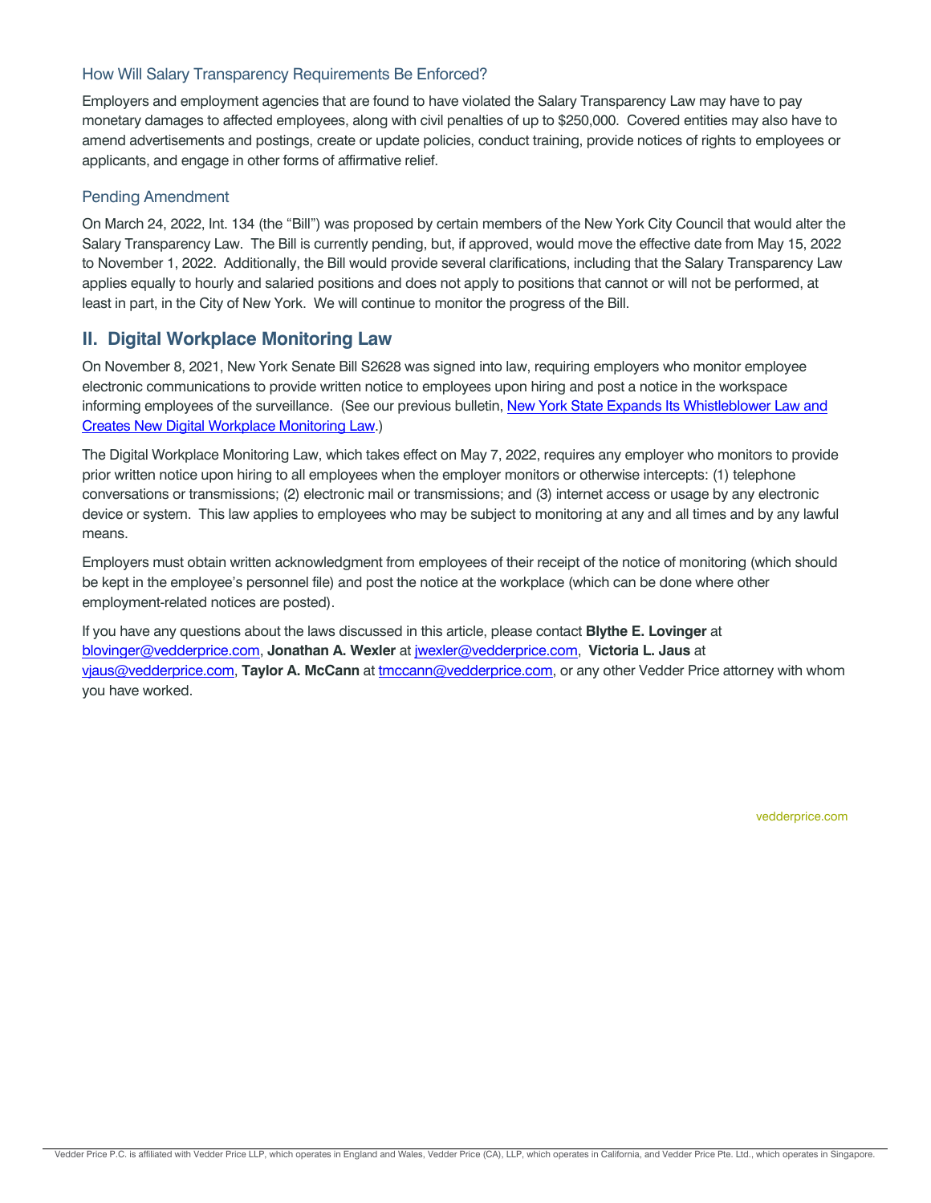### How Will Salary Transparency Requirements Be Enforced?

Employers and employment agencies that are found to have violated the Salary Transparency Law may have to pay monetary damages to affected employees, along with civil penalties of up to $250,000. Covered entities may also have to amend advertisements and postings, create or update policies, conduct training, provide notices of rights to employees or applicants, and engage in other forms of affirmative relief.

### Pending Amendment

On March 24, 2022, Int. 134 (the "Bill") was proposed by certain members of the New York City Council that would alter the Salary Transparency Law. The Bill is currently pending, but, if approved, would move the effective date from May 15, 2022 to November 1, 2022. Additionally, the Bill would provide several clarifications, including that the Salary Transparency Law applies equally to hourly and salaried positions and does not apply to positions that cannot or will not be performed, at least in part, in the City of New York. We will continue to monitor the progress of the Bill.

## II. Digital Workplace Monitoring Law

On November 8, 2021, New York Senate Bill S2628 was signed into law, requiring employers who monitor employee electronic communications to provide written notice to employees upon hiring and post a notice in the workspace informing employees of the surveillance. (See our previous bulletin, [New York State Expands Its Whistleblower Law and Creates New Digital Workplace Monitoring Law](#).)

The Digital Workplace Monitoring Law, which takes effect on May 7, 2022, requires any employer who monitors to provide prior written notice upon hiring to all employees when the employer monitors or otherwise intercepts: (1) telephone conversations or transmissions; (2) electronic mail or transmissions; and (3) internet access or usage by any electronic device or system. This law applies to employees who may be subject to monitoring at any and all times and by any lawful means.

Employers must obtain written acknowledgment from employees of their receipt of the notice of monitoring (which should be kept in the employee's personnel file) and post the notice at the workplace (which can be done where other employment-related notices are posted).

If you have any questions about the laws discussed in this article, please contact **Blythe E. Lovinger** at blovinger@vedderprice.com, **Jonathan A. Wexler** at jwexler@vedderprice.com, **Victoria L. Jaus** at vjaus@vedderprice.com, **Taylor A. McCann** at tmccann@vedderprice.com, or any other Vedder Price attorney with whom you have worked.

vedderprice.com

Vedder Price P.C. is affiliated with Vedder Price LLP, which operates in England and Wales, Vedder Price (CA), LLP, which operates in California, and Vedder Price Pte. Ltd., which operates in Singapore.